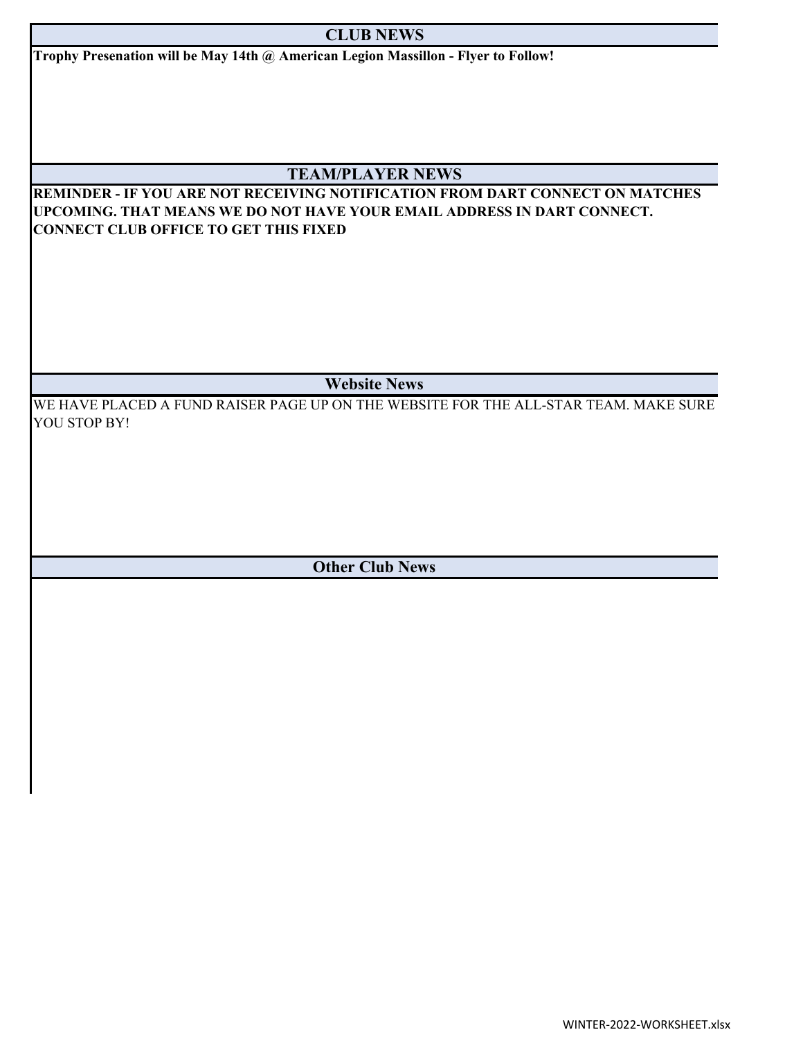## CLUB NEWS

**Trophy Presenation will be May 14th @ American Legion Massillon - Flyer to Follow!**

## TEAM/PLAYER NEWS

**REMINDER - IF YOU ARE NOT RECEIVING NOTIFICATION FROM DART CONNECT ON MATCHES UPCOMING. THAT MEANS WE DO NOT HAVE YOUR EMAIL ADDRESS IN DART CONNECT. CONNECT CLUB OFFICE TO GET THIS FIXED**

## Website News

WE HAVE PLACED A FUND RAISER PAGE UP ON THE WEBSITE FOR THE ALL-STAR TEAM. MAKE SURE YOU STOP BY!

## Other Club News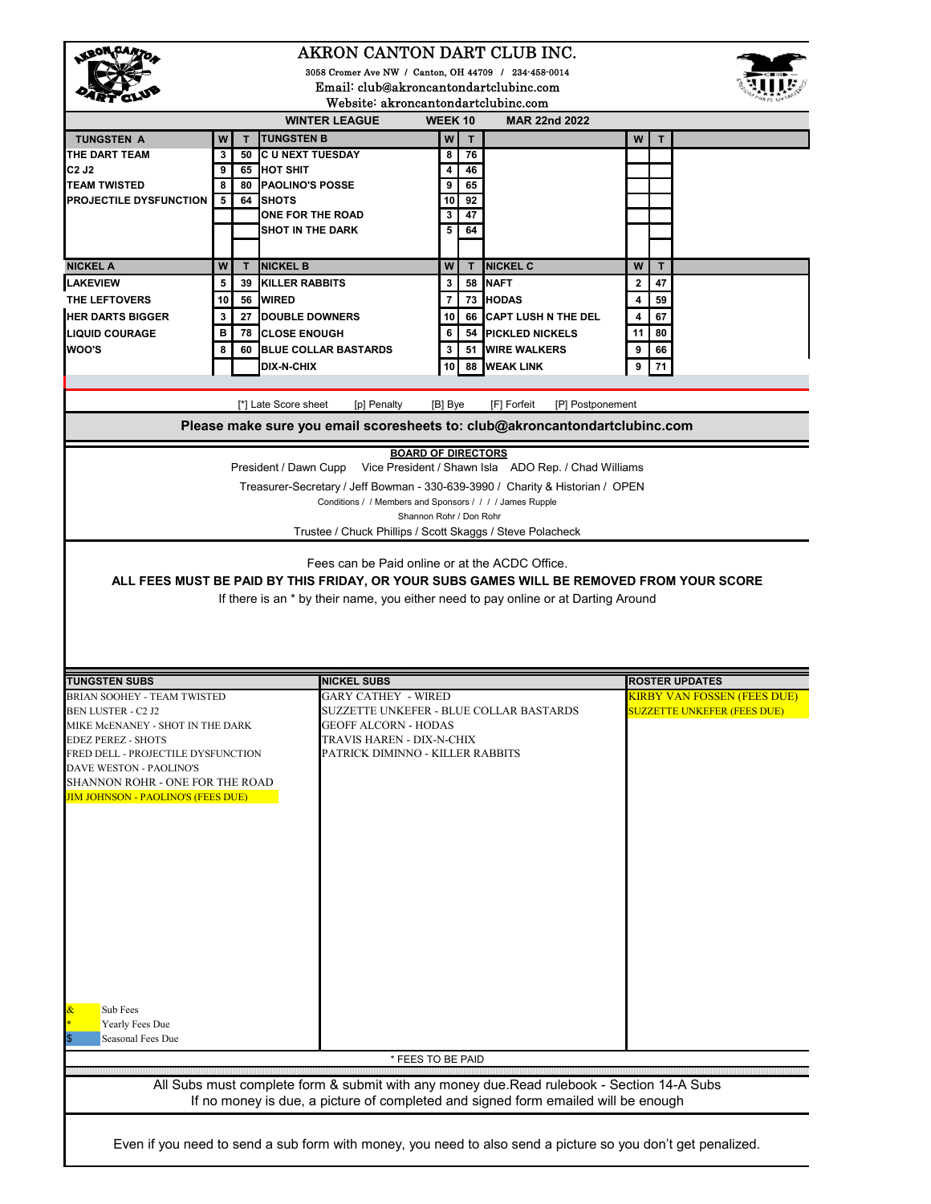# AKRON CANTON DART CLUB INC.

3058 Cromer Ave NW / Canton, OH 44709 / 234-458-0014

Email: club@akroncantondartclubinc.com

Website: akroncantondartclubinc.com

**WINTER LEAGUE** **WEEK 10** **MAR 22nd 2022**

| TUNGSTEN A | W | T | TUNGSTEN B | W | T | | W | T |
|---|---|---|---|---|---|---|---|---|
| THE DART TEAM | 3 | 50 | C U NEXT TUESDAY | 8 | 76 | | | |
| C2 J2 | 9 | 65 | HOT SHIT | 4 | 46 | | | |
| TEAM TWISTED | 8 | 80 | PAOLINO'S POSSE | 9 | 65 | | | |
| PROJECTILE DYSFUNCTION | 5 | 64 | SHOTS | 10 | 92 | | | |
| | | | ONE FOR THE ROAD | 3 | 47 | | | |
| | | | SHOT IN THE DARK | 5 | 64 | | | |

| NICKEL A | W | T | NICKEL B | W | T | NICKEL C | W | T |
|---|---|---|---|---|---|---|---|---|
| LAKEVIEW | 5 | 39 | KILLER RABBITS | 3 | 58 | NAFT | 2 | 47 |
| THE LEFTOVERS | 10 | 56 | WIRED | 7 | 73 | HODAS | 4 | 59 |
| HER DARTS BIGGER | 3 | 27 | DOUBLE DOWNERS | 10 | 66 | CAPT LUSH N THE DEL | 4 | 67 |
| LIQUID COURAGE | B | 78 | CLOSE ENOUGH | 6 | 54 | PICKLED NICKELS | 11 | 80 |
| WOO'S | 8 | 60 | BLUE COLLAR BASTARDS | 3 | 51 | WIRE WALKERS | 9 | 66 |
| | | | DIX-N-CHIX | 10 | 88 | WEAK LINK | 9 | 71 |

[*] Late Score sheet [p] Penalty [B] Bye [F] Forfeit [P] Postponement

**Please make sure you email scoresheets to: club@akroncantondartclubinc.com**

**BOARD OF DIRECTORS**

President / Dawn Cupp Vice President / Shawn Isla ADO Rep. / Chad Williams

Treasurer-Secretary / Jeff Bowman - 330-639-3990 / Charity & Historian / OPEN

Conditions / / Members and Sponsors / / / / James Rupple

Shannon Rohr / Don Rohr

Trustee / Chuck Phillips / Scott Skaggs / Steve Polacheck

Fees can be Paid online or at the ACDC Office.

**ALL FEES MUST BE PAID BY THIS FRIDAY, OR YOUR SUBS GAMES WILL BE REMOVED FROM YOUR SCORE**

If there is an * by their name, you either need to pay online or at Darting Around

| TUNGSTEN SUBS | NICKEL SUBS | ROSTER UPDATES |
|---|---|---|
| BRIAN SOOHEY - TEAM TWISTED | GARY CATHEY - WIRED | KIRBY VAN FOSSEN (FEES DUE) |
| BEN LUSTER - C2 J2 | SUZZETTE UNKEFER - BLUE COLLAR BASTARDS | SUZZETTE UNKEFER (FEES DUE) |
| MIKE McENANEY - SHOT IN THE DARK | GEOFF ALCORN - HODAS | |
| EDEZ PEREZ - SHOTS | TRAVIS HAREN - DIX-N-CHIX | |
| FRED DELL - PROJECTILE DYSFUNCTION | PATRICK DIMINNO - KILLER RABBITS | |
| DAVE WESTON - PAOLINO'S | | |
| SHANNON ROHR - ONE FOR THE ROAD | | |
| JIM JOHNSON - PAOLINO'S (FEES DUE) | | |

& Sub Fees
* Yearly Fees Due
$ Seasonal Fees Due

* FEES TO BE PAID

All Subs must complete form & submit with any money due.Read rulebook - Section 14-A Subs
If no money is due, a picture of completed and signed form emailed will be enough

Even if you need to send a sub form with money, you need to also send a picture so you don't get penalized.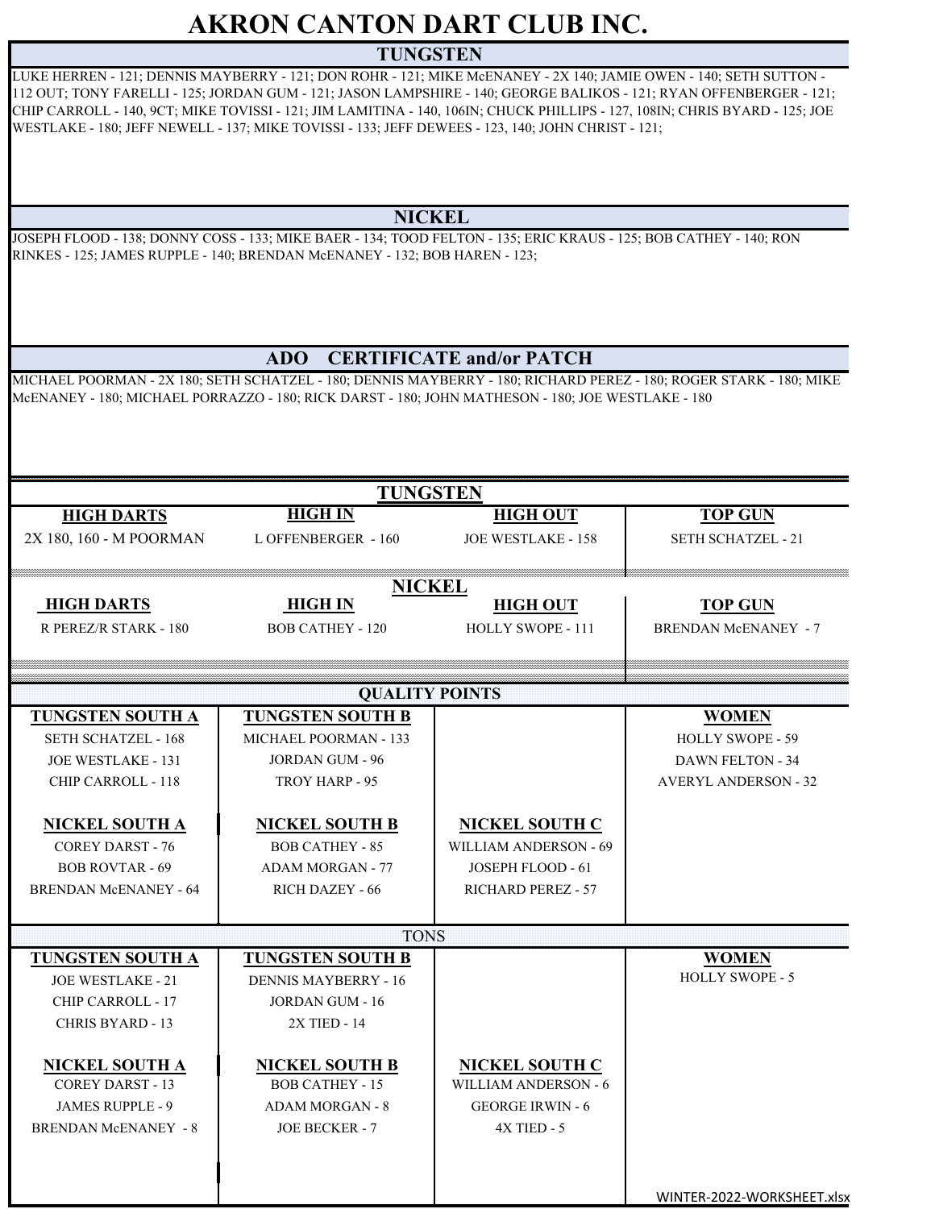# AKRON CANTON DART CLUB INC.

## TUNGSTEN

LUKE HERREN - 121; DENNIS MAYBERRY - 121; DON ROHR - 121; MIKE McENANEY - 2X 140; JAMIE OWEN - 140; SETH SUTTON - 112 OUT; TONY FARELLI - 125; JORDAN GUM - 121; JASON LAMPSHIRE - 140; GEORGE BALIKOS - 121; RYAN OFFENBERGER - 121; CHIP CARROLL - 140, 9CT; MIKE TOVISSI - 121; JIM LAMITINA - 140, 106IN; CHUCK PHILLIPS - 127, 108IN; CHRIS BYARD - 125; JOE WESTLAKE - 180; JEFF NEWELL - 137; MIKE TOVISSI - 133; JEFF DEWEES - 123, 140; JOHN CHRIST - 121;

## NICKEL

JOSEPH FLOOD - 138; DONNY COSS - 133; MIKE BAER - 134; TOOD FELTON - 135; ERIC KRAUS - 125; BOB CATHEY - 140; RON RINKES - 125; JAMES RUPPLE - 140; BRENDAN McENANEY - 132; BOB HAREN - 123;

## ADO CERTIFICATE and/or PATCH

MICHAEL POORMAN - 2X 180; SETH SCHATZEL - 180; DENNIS MAYBERRY - 180; RICHARD PEREZ - 180; ROGER STARK - 180; MIKE McENANEY - 180; MICHAEL PORRAZZO - 180; RICK DARST - 180; JOHN MATHESON - 180; JOE WESTLAKE - 180

## TUNGSTEN

| HIGH DARTS | HIGH IN | HIGH OUT | TOP GUN |
|---|---|---|---|
| 2X 180, 160 - M POORMAN | L OFFENBERGER - 160 | JOE WESTLAKE - 158 | SETH SCHATZEL - 21 |

## NICKEL

| HIGH DARTS | HIGH IN | HIGH OUT | TOP GUN |
|---|---|---|---|
| R PEREZ/R STARK - 180 | BOB CATHEY - 120 | HOLLY SWOPE - 111 | BRENDAN McENANEY - 7 |

## QUALITY POINTS

| TUNGSTEN SOUTH A | TUNGSTEN SOUTH B | | WOMEN |
|---|---|---|---|
| SETH SCHATZEL - 168 | MICHAEL POORMAN - 133 | | HOLLY SWOPE - 59 |
| JOE WESTLAKE - 131 | JORDAN GUM - 96 | | DAWN FELTON - 34 |
| CHIP CARROLL - 118 | TROY HARP - 95 | | AVERYL ANDERSON - 32 |
| **NICKEL SOUTH A** | **NICKEL SOUTH B** | **NICKEL SOUTH C** | |
| COREY DARST - 76 | BOB CATHEY - 85 | WILLIAM ANDERSON - 69 | |
| BOB ROVTAR - 69 | ADAM MORGAN - 77 | JOSEPH FLOOD - 61 | |
| BRENDAN McENANEY - 64 | RICH DAZEY - 66 | RICHARD PEREZ - 57 | |

## TONS

| TUNGSTEN SOUTH A | TUNGSTEN SOUTH B | | WOMEN |
|---|---|---|---|
| JOE WESTLAKE - 21 | DENNIS MAYBERRY - 16 | | HOLLY SWOPE - 5 |
| CHIP CARROLL - 17 | JORDAN GUM - 16 | | |
| CHRIS BYARD - 13 | 2X TIED - 14 | | |
| **NICKEL SOUTH A** | **NICKEL SOUTH B** | **NICKEL SOUTH C** | |
| COREY DARST - 13 | BOB CATHEY - 15 | WILLIAM ANDERSON - 6 | |
| JAMES RUPPLE - 9 | ADAM MORGAN - 8 | GEORGE IRWIN - 6 | |
| BRENDAN McENANEY - 8 | JOE BECKER - 7 | 4X TIED - 5 | |

WINTER-2022-WORKSHEET.xlsx